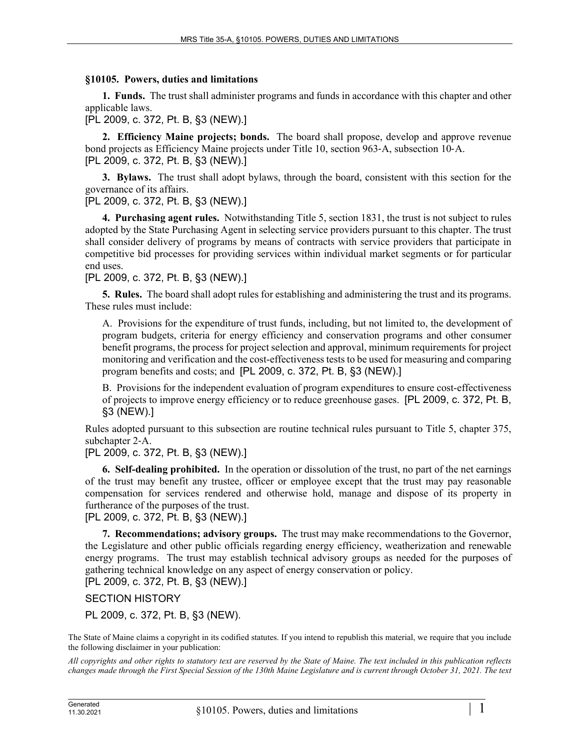## §10105. Powers, duties and limitations

**1. Funds.** The trust shall administer programs and funds in accordance with this chapter and other applicable laws.

[PL 2009, c. 372, Pt. B, §3 (NEW).]

**2. Efficiency Maine projects; bonds.** The board shall propose, develop and approve revenue bond projects as Efficiency Maine projects under Title 10, section 963-A, subsection 10-A.

[PL 2009, c. 372, Pt. B, §3 (NEW).]

**3. Bylaws.** The trust shall adopt bylaws, through the board, consistent with this section for the governance of its affairs.

[PL 2009, c. 372, Pt. B, §3 (NEW).]

**4. Purchasing agent rules.** Notwithstanding Title 5, section 1831, the trust is not subject to rules adopted by the State Purchasing Agent in selecting service providers pursuant to this chapter. The trust shall consider delivery of programs by means of contracts with service providers that participate in competitive bid processes for providing services within individual market segments or for particular end uses.

[PL 2009, c. 372, Pt. B, §3 (NEW).]

**5. Rules.** The board shall adopt rules for establishing and administering the trust and its programs. These rules must include:

A. Provisions for the expenditure of trust funds, including, but not limited to, the development of program budgets, criteria for energy efficiency and conservation programs and other consumer benefit programs, the process for project selection and approval, minimum requirements for project monitoring and verification and the cost-effectiveness tests to be used for measuring and comparing program benefits and costs; and [PL 2009, c. 372, Pt. B, §3 (NEW).]

B. Provisions for the independent evaluation of program expenditures to ensure cost-effectiveness of projects to improve energy efficiency or to reduce greenhouse gases. [PL 2009, c. 372, Pt. B, §3 (NEW).]

Rules adopted pursuant to this subsection are routine technical rules pursuant to Title 5, chapter 375, subchapter 2-A.

[PL 2009, c. 372, Pt. B, §3 (NEW).]

**6. Self-dealing prohibited.** In the operation or dissolution of the trust, no part of the net earnings of the trust may benefit any trustee, officer or employee except that the trust may pay reasonable compensation for services rendered and otherwise hold, manage and dispose of its property in furtherance of the purposes of the trust.

[PL 2009, c. 372, Pt. B, §3 (NEW).]

**7. Recommendations; advisory groups.** The trust may make recommendations to the Governor, the Legislature and other public officials regarding energy efficiency, weatherization and renewable energy programs. The trust may establish technical advisory groups as needed for the purposes of gathering technical knowledge on any aspect of energy conservation or policy.

[PL 2009, c. 372, Pt. B, §3 (NEW).]

SECTION HISTORY

PL 2009, c. 372, Pt. B, §3 (NEW).

The State of Maine claims a copyright in its codified statutes. If you intend to republish this material, we require that you include the following disclaimer in your publication:

*All copyrights and other rights to statutory text are reserved by the State of Maine. The text included in this publication reflects changes made through the First Special Session of the 130th Maine Legislature and is current through October 31, 2021. The text*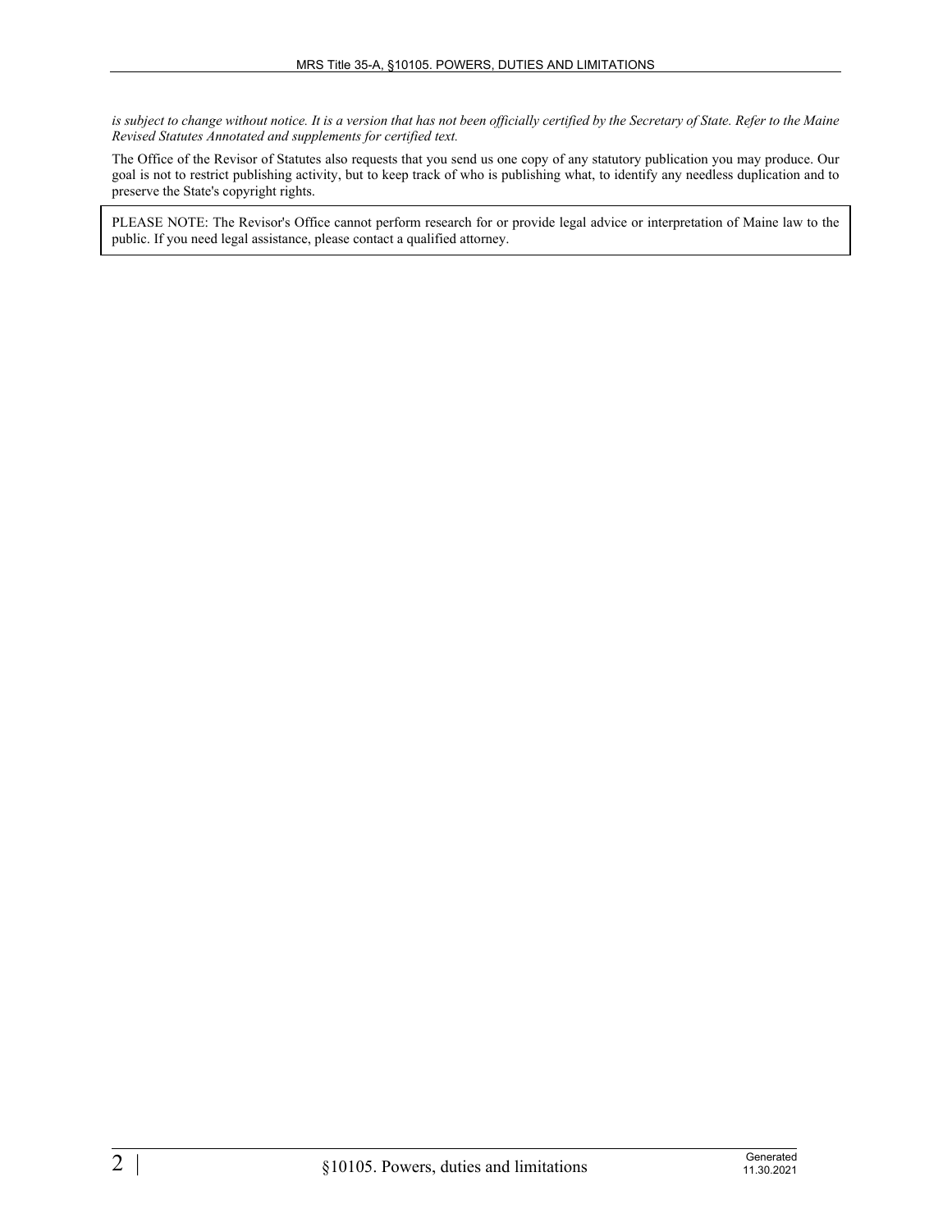*is subject to change without notice. It is a version that has not been officially certified by the Secretary of State. Refer to the Maine Revised Statutes Annotated and supplements for certified text.*

The Office of the Revisor of Statutes also requests that you send us one copy of any statutory publication you may produce. Our goal is not to restrict publishing activity, but to keep track of who is publishing what, to identify any needless duplication and to preserve the State's copyright rights.

PLEASE NOTE: The Revisor's Office cannot perform research for or provide legal advice or interpretation of Maine law to the public. If you need legal assistance, please contact a qualified attorney.